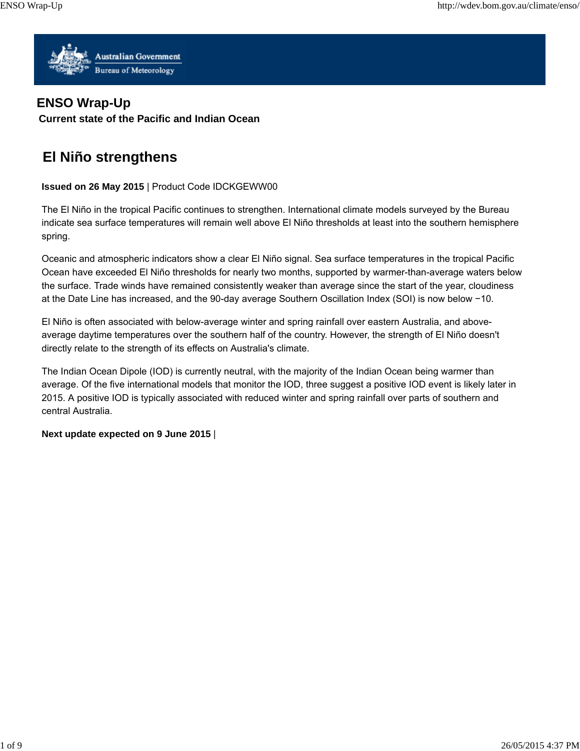Australian Government
Bureau of Meteorology

# ENSO Wrap-Up

**Current state of the Pacific and Indian Ocean**

## El Niño strengthens

**Issued on 26 May 2015** | Product Code IDCKGEWW00

The El Niño in the tropical Pacific continues to strengthen. International climate models surveyed by the Bureau indicate sea surface temperatures will remain well above El Niño thresholds at least into the southern hemisphere spring.

Oceanic and atmospheric indicators show a clear El Niño signal. Sea surface temperatures in the tropical Pacific Ocean have exceeded El Niño thresholds for nearly two months, supported by warmer-than-average waters below the surface. Trade winds have remained consistently weaker than average since the start of the year, cloudiness at the Date Line has increased, and the 90-day average Southern Oscillation Index (SOI) is now below −10.

El Niño is often associated with below-average winter and spring rainfall over eastern Australia, and above-average daytime temperatures over the southern half of the country. However, the strength of El Niño doesn't directly relate to the strength of its effects on Australia's climate.

The Indian Ocean Dipole (IOD) is currently neutral, with the majority of the Indian Ocean being warmer than average. Of the five international models that monitor the IOD, three suggest a positive IOD event is likely later in 2015. A positive IOD is typically associated with reduced winter and spring rainfall over parts of southern and central Australia.

**Next update expected on 9 June 2015** |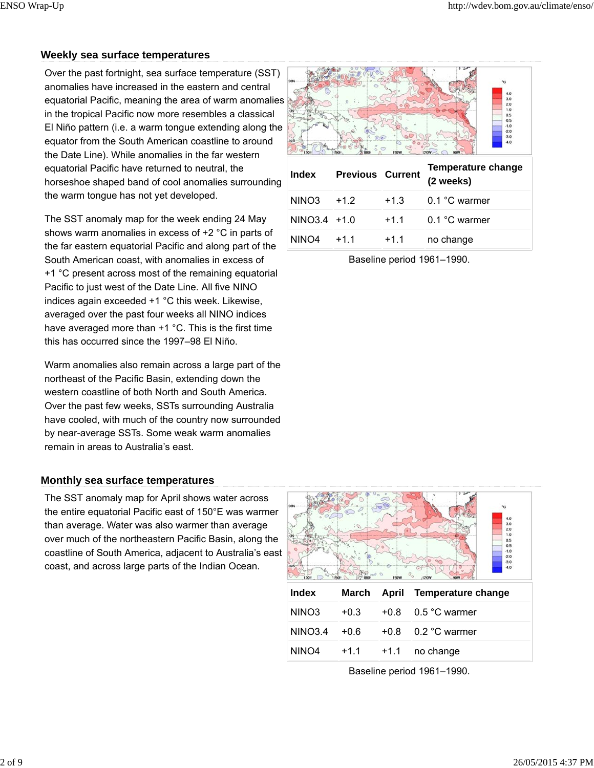## Weekly sea surface temperatures

Over the past fortnight, sea surface temperature (SST) anomalies have increased in the eastern and central equatorial Pacific, meaning the area of warm anomalies in the tropical Pacific now more resembles a classical El Niño pattern (i.e. a warm tongue extending along the equator from the South American coastline to around the Date Line). While anomalies in the far western equatorial Pacific have returned to neutral, the horseshoe shaped band of cool anomalies surrounding the warm tongue has not yet developed.

The SST anomaly map for the week ending 24 May shows warm anomalies in excess of +2 °C in parts of the far eastern equatorial Pacific and along part of the South American coast, with anomalies in excess of +1 °C present across most of the remaining equatorial Pacific to just west of the Date Line. All five NINO indices again exceeded +1 °C this week. Likewise, averaged over the past four weeks all NINO indices have averaged more than +1 °C. This is the first time this has occurred since the 1997–98 El Niño.

Warm anomalies also remain across a large part of the northeast of the Pacific Basin, extending down the western coastline of both North and South America. Over the past few weeks, SSTs surrounding Australia have cooled, with much of the country now surrounded by near-average SSTs. Some weak warm anomalies remain in areas to Australia's east.

| Index | Previous | Current | Temperature change (2 weeks) |
|---|---|---|---|
| NINO3 | +1.2 | +1.3 | 0.1 °C warmer |
| NINO3.4 | +1.0 | +1.1 | 0.1 °C warmer |
| NINO4 | +1.1 | +1.1 | no change |

Baseline period 1961–1990.

## Monthly sea surface temperatures

The SST anomaly map for April shows water across the entire equatorial Pacific east of 150°E was warmer than average. Water was also warmer than average over much of the northeastern Pacific Basin, along the coastline of South America, adjacent to Australia's east coast, and across large parts of the Indian Ocean.

| Index | March | April | Temperature change |
|---|---|---|---|
| NINO3 | +0.3 | +0.8 | 0.5 °C warmer |
| NINO3.4 | +0.6 | +0.8 | 0.2 °C warmer |
| NINO4 | +1.1 | +1.1 | no change |

Baseline period 1961–1990.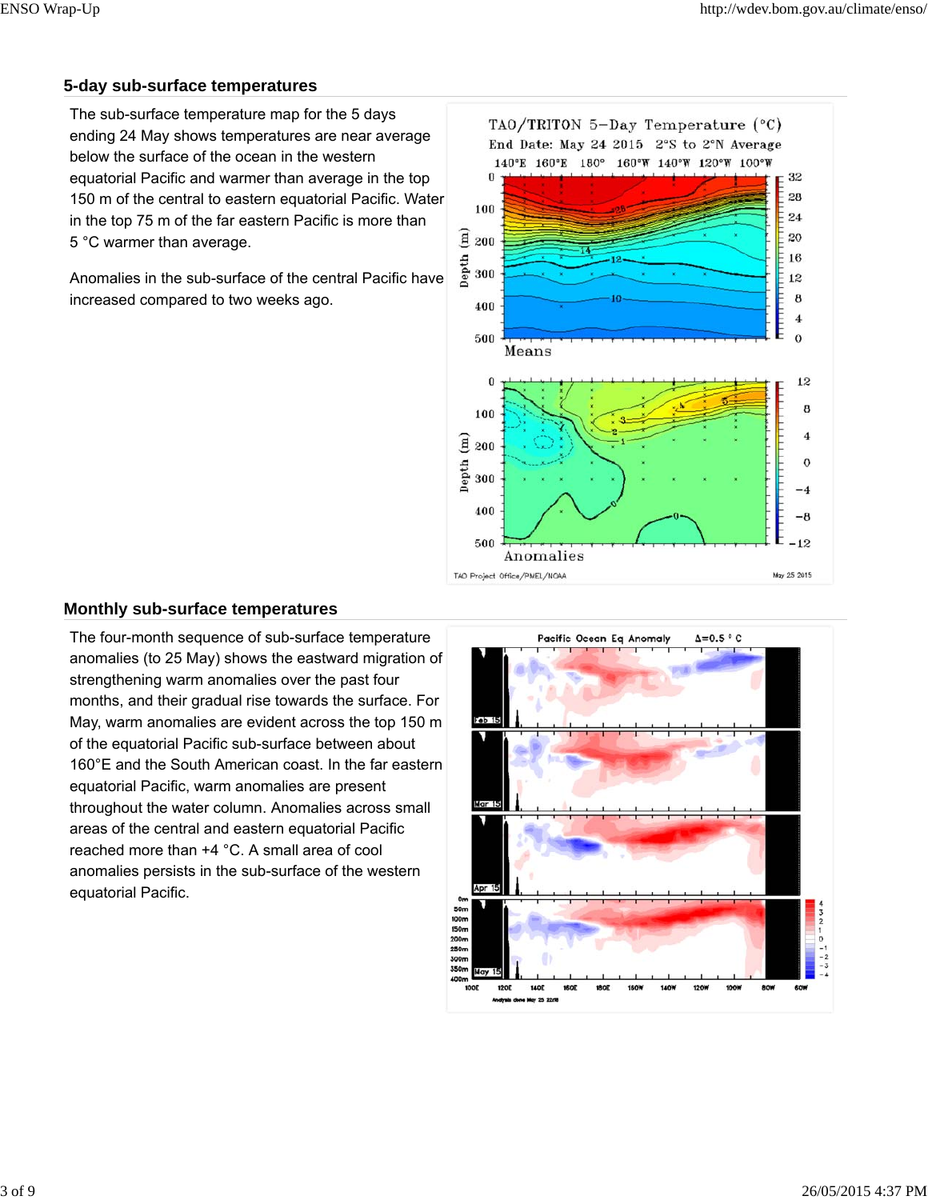## 5-day sub-surface temperatures

The sub-surface temperature map for the 5 days ending 24 May shows temperatures are near average below the surface of the ocean in the western equatorial Pacific and warmer than average in the top 150 m of the central to eastern equatorial Pacific. Water in the top 75 m of the far eastern Pacific is more than 5 °C warmer than average.

Anomalies in the sub-surface of the central Pacific have increased compared to two weeks ago.

## Monthly sub-surface temperatures

The four-month sequence of sub-surface temperature anomalies (to 25 May) shows the eastward migration of strengthening warm anomalies over the past four months, and their gradual rise towards the surface. For May, warm anomalies are evident across the top 150 m of the equatorial Pacific sub-surface between about 160°E and the South American coast. In the far eastern equatorial Pacific, warm anomalies are present throughout the water column. Anomalies across small areas of the central and eastern equatorial Pacific reached more than +4 °C. A small area of cool anomalies persists in the sub-surface of the western equatorial Pacific.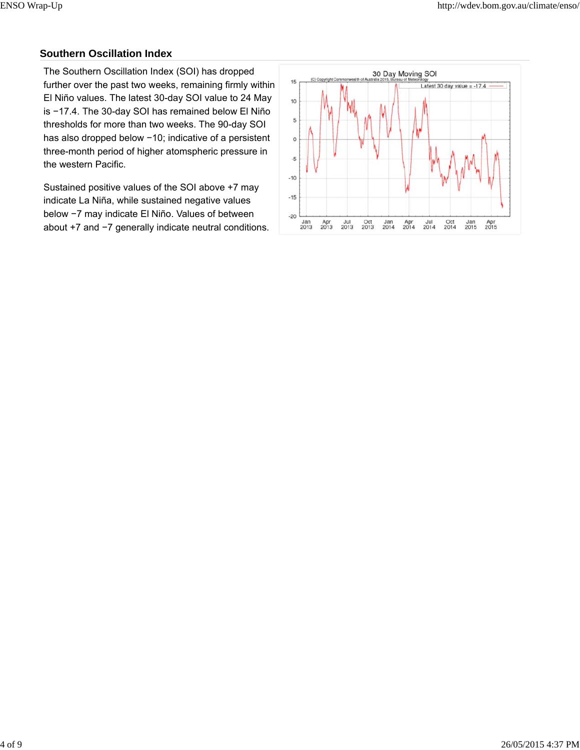## Southern Oscillation Index

The Southern Oscillation Index (SOI) has dropped further over the past two weeks, remaining firmly within El Niño values. The latest 30-day SOI value to 24 May is −17.4. The 30-day SOI has remained below El Niño thresholds for more than two weeks. The 90-day SOI has also dropped below −10; indicative of a persistent three-month period of higher atomspheric pressure in the western Pacific.

Sustained positive values of the SOI above +7 may indicate La Niña, while sustained negative values below −7 may indicate El Niño. Values of between about +7 and −7 generally indicate neutral conditions.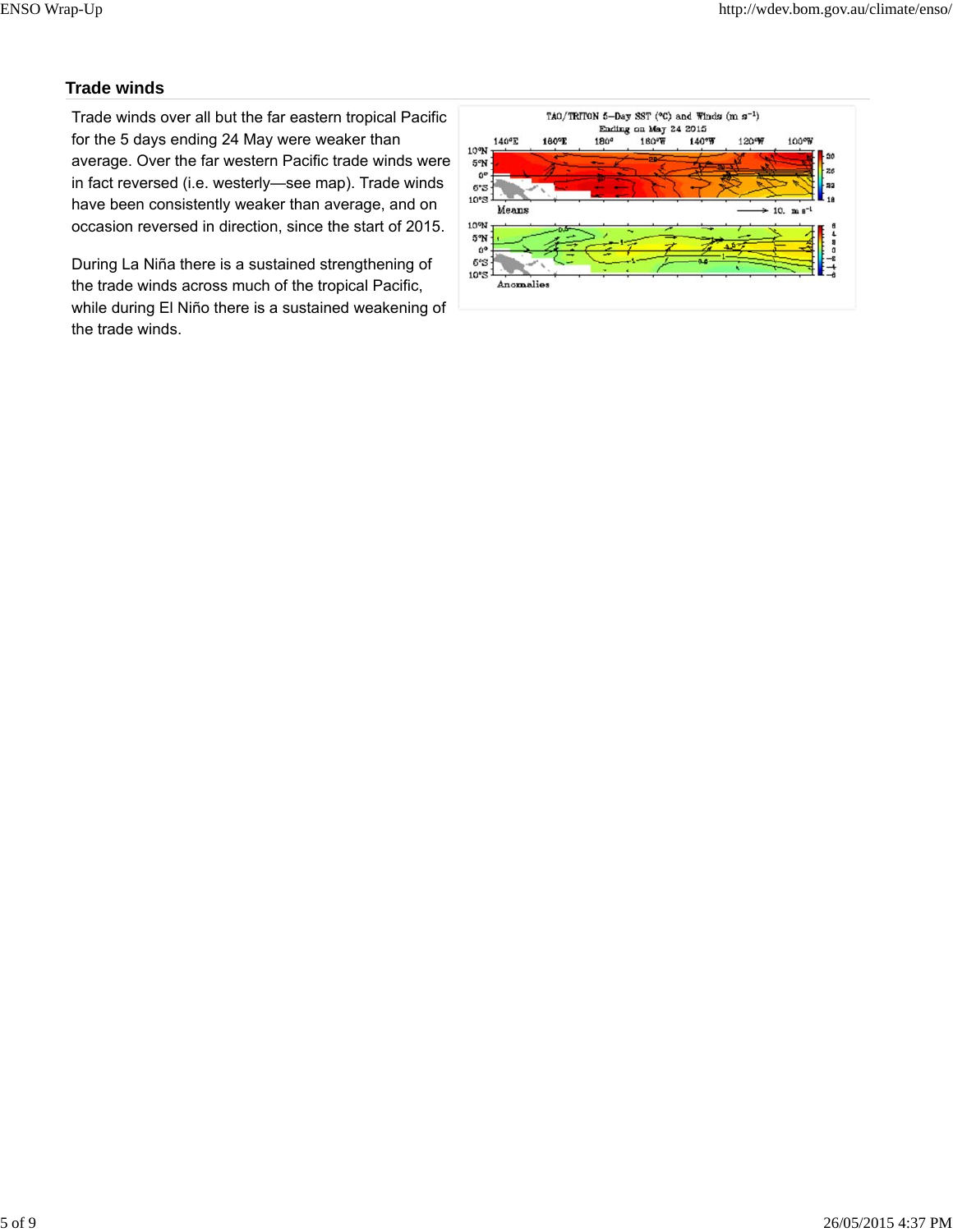## Trade winds

Trade winds over all but the far eastern tropical Pacific for the 5 days ending 24 May were weaker than average. Over the far western Pacific trade winds were in fact reversed (i.e. westerly—see map). Trade winds have been consistently weaker than average, and on occasion reversed in direction, since the start of 2015.

During La Niña there is a sustained strengthening of the trade winds across much of the tropical Pacific, while during El Niño there is a sustained weakening of the trade winds.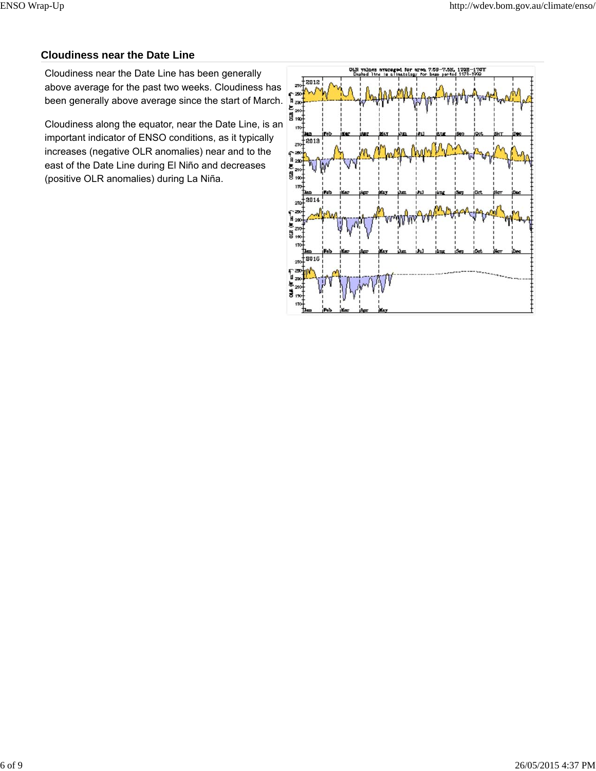## Cloudiness near the Date Line

Cloudiness near the Date Line has been generally above average for the past two weeks. Cloudiness has been generally above average since the start of March.

Cloudiness along the equator, near the Date Line, is an important indicator of ENSO conditions, as it typically increases (negative OLR anomalies) near and to the east of the Date Line during El Niño and decreases (positive OLR anomalies) during La Niña.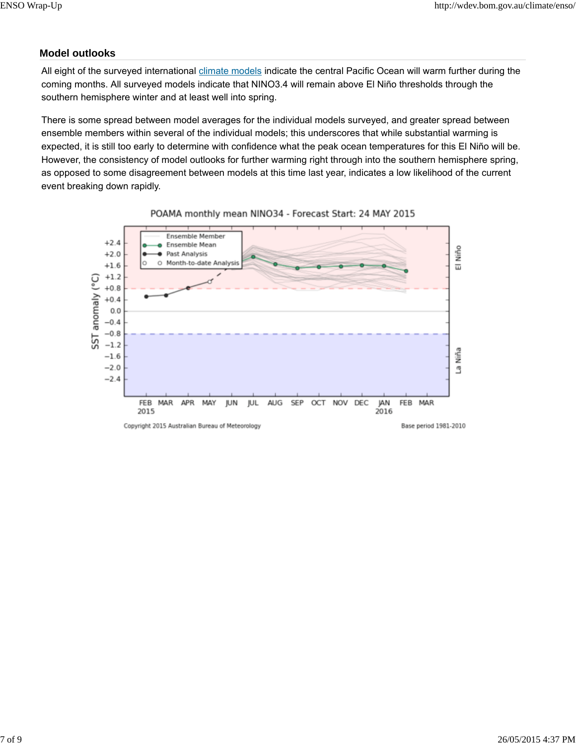## Model outlooks

All eight of the surveyed international [climate models](#) indicate the central Pacific Ocean will warm further during the coming months. All surveyed models indicate that NINO3.4 will remain above El Niño thresholds through the southern hemisphere winter and at least well into spring.

There is some spread between model averages for the individual models surveyed, and greater spread between ensemble members within several of the individual models; this underscores that while substantial warming is expected, it is still too early to determine with confidence what the peak ocean temperatures for this El Niño will be. However, the consistency of model outlooks for further warming right through into the southern hemisphere spring, as opposed to some disagreement between models at this time last year, indicates a low likelihood of the current event breaking down rapidly.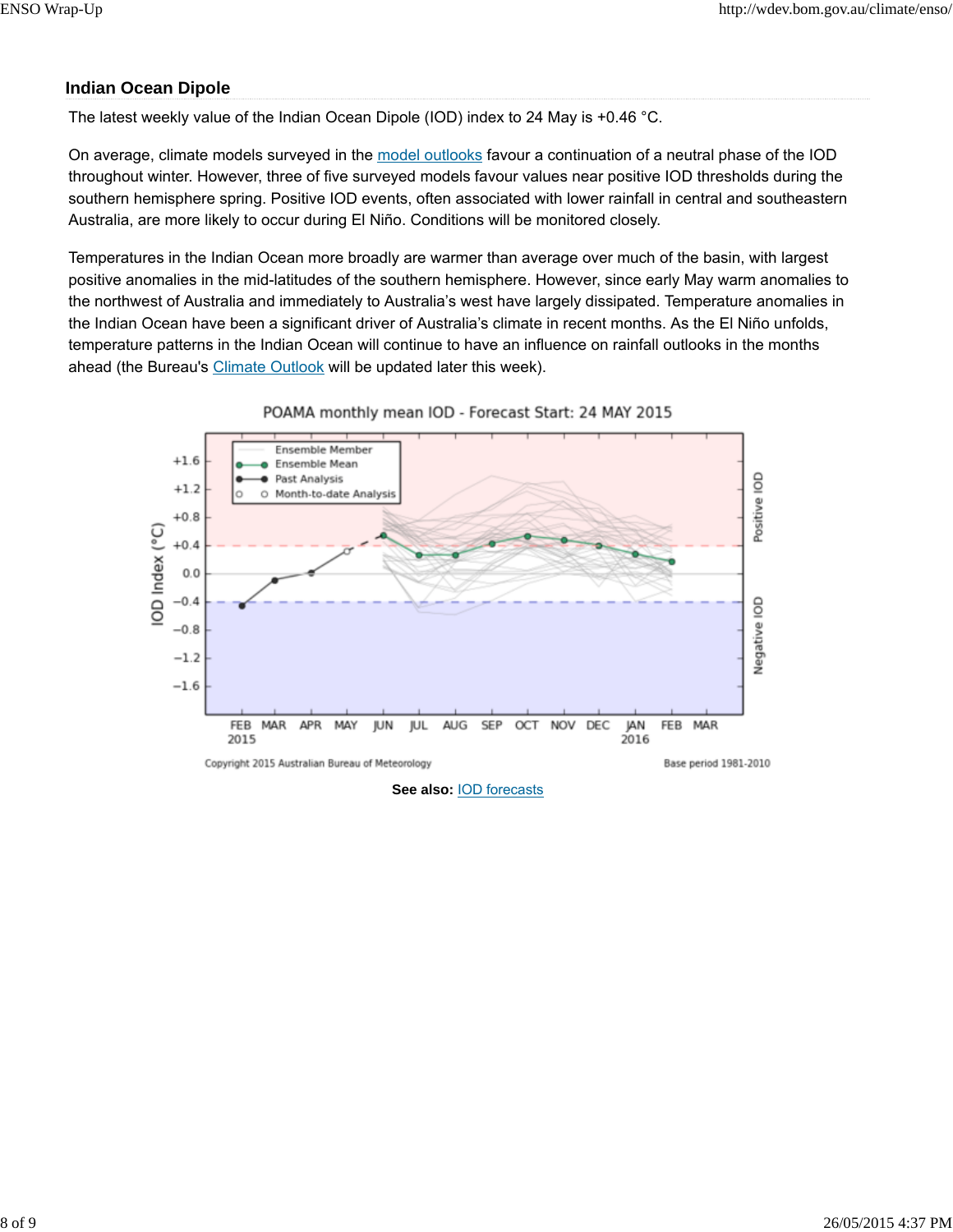## Indian Ocean Dipole

The latest weekly value of the Indian Ocean Dipole (IOD) index to 24 May is +0.46 °C.

On average, climate models surveyed in the model outlooks favour a continuation of a neutral phase of the IOD throughout winter. However, three of five surveyed models favour values near positive IOD thresholds during the southern hemisphere spring. Positive IOD events, often associated with lower rainfall in central and southeastern Australia, are more likely to occur during El Niño. Conditions will be monitored closely.

Temperatures in the Indian Ocean more broadly are warmer than average over much of the basin, with largest positive anomalies in the mid-latitudes of the southern hemisphere. However, since early May warm anomalies to the northwest of Australia and immediately to Australia's west have largely dissipated. Temperature anomalies in the Indian Ocean have been a significant driver of Australia's climate in recent months. As the El Niño unfolds, temperature patterns in the Indian Ocean will continue to have an influence on rainfall outlooks in the months ahead (the Bureau's Climate Outlook will be updated later this week).

POAMA monthly mean IOD - Forecast Start: 24 MAY 2015

Copyright 2015 Australian Bureau of Meteorology — Base period 1981-2010

**See also:** IOD forecasts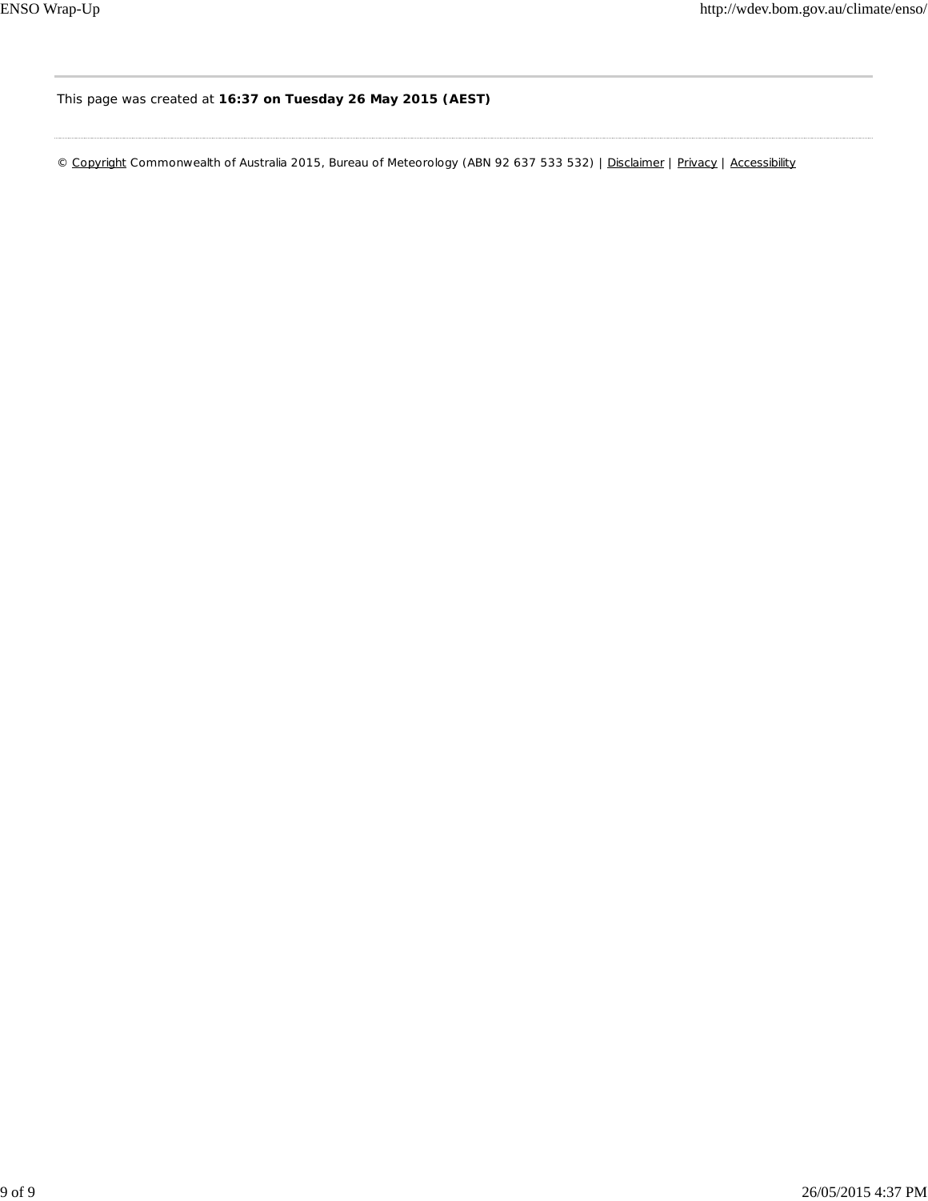This page was created at **16:37 on Tuesday 26 May 2015 (AEST)**

© Copyright Commonwealth of Australia 2015, Bureau of Meteorology (ABN 92 637 533 532) | Disclaimer | Privacy | Accessibility